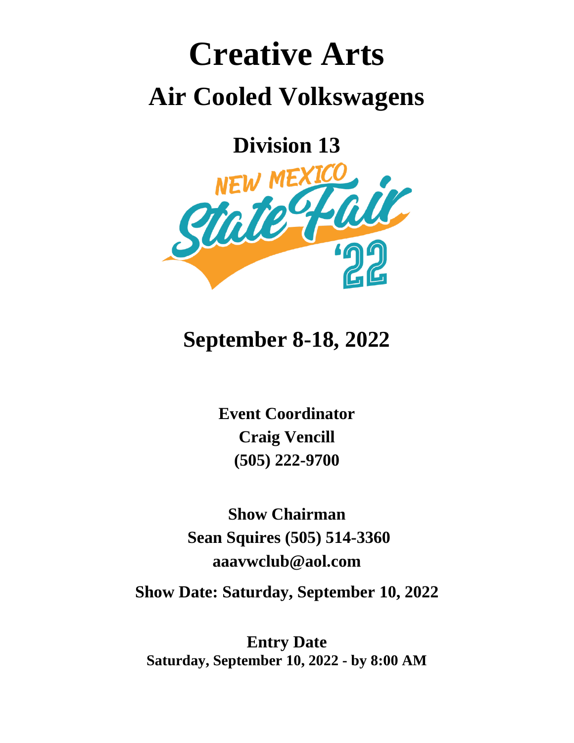# Creative Arts

## Air Cooled Volkswagens

## Division 13

NEW MEXICO State Fair '22

## September 8-18, 2022

**Event Coordinator**
**Craig Vencill**
**(505) 222-9700**

**Show Chairman**
**Sean Squires (505) 514-3360**
**aaavwclub@aol.com**

**Show Date: Saturday, September 10, 2022**

**Entry Date**
**Saturday, September 10, 2022 - by 8:00 AM**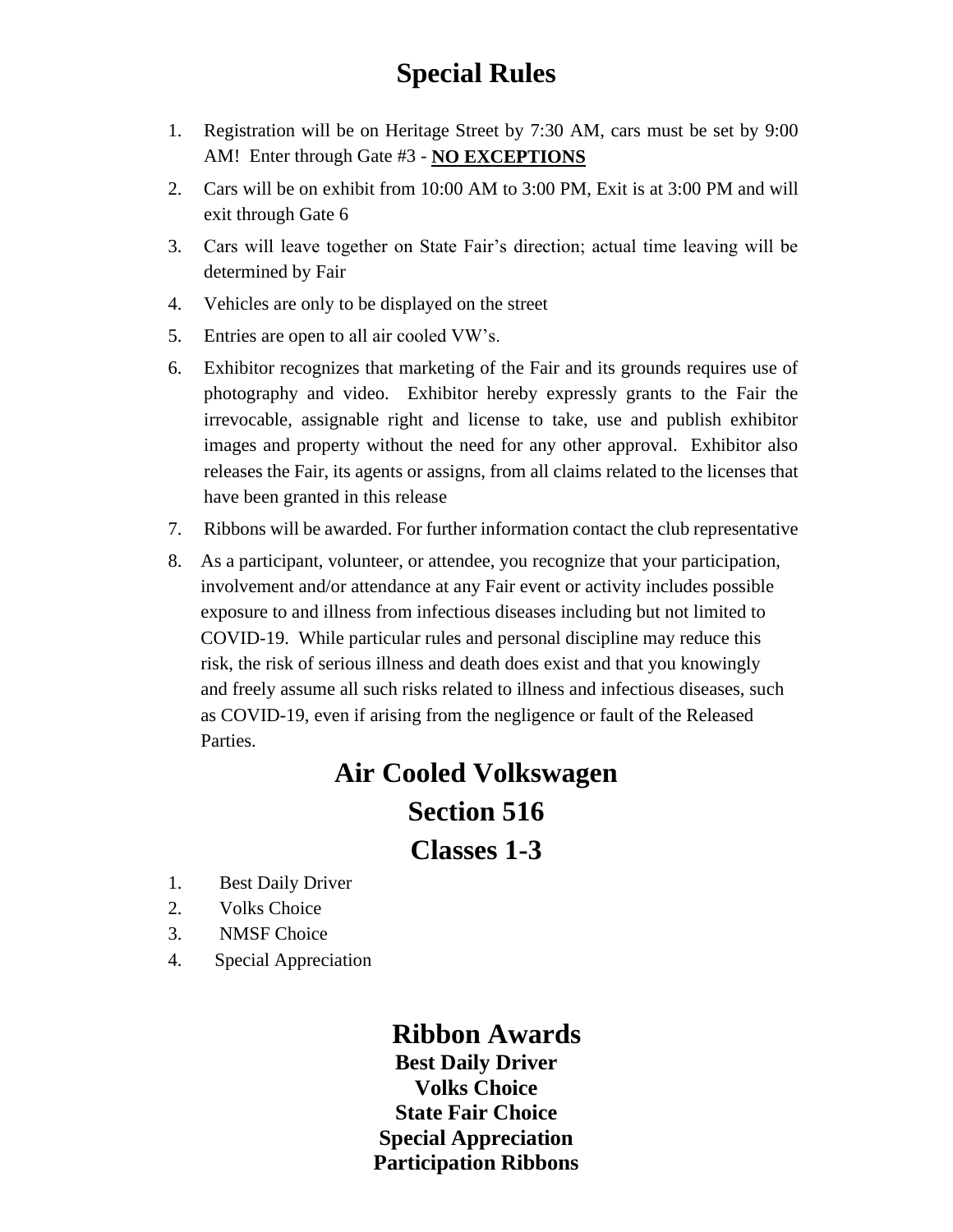# Special Rules

1. Registration will be on Heritage Street by 7:30 AM, cars must be set by 9:00 AM! Enter through Gate #3 - **NO EXCEPTIONS**
2. Cars will be on exhibit from 10:00 AM to 3:00 PM, Exit is at 3:00 PM and will exit through Gate 6
3. Cars will leave together on State Fair's direction; actual time leaving will be determined by Fair
4. Vehicles are only to be displayed on the street
5. Entries are open to all air cooled VW's.
6. Exhibitor recognizes that marketing of the Fair and its grounds requires use of photography and video. Exhibitor hereby expressly grants to the Fair the irrevocable, assignable right and license to take, use and publish exhibitor images and property without the need for any other approval. Exhibitor also releases the Fair, its agents or assigns, from all claims related to the licenses that have been granted in this release
7. Ribbons will be awarded. For further information contact the club representative
8. As a participant, volunteer, or attendee, you recognize that your participation, involvement and/or attendance at any Fair event or activity includes possible exposure to and illness from infectious diseases including but not limited to COVID-19. While particular rules and personal discipline may reduce this risk, the risk of serious illness and death does exist and that you knowingly and freely assume all such risks related to illness and infectious diseases, such as COVID-19, even if arising from the negligence or fault of the Released Parties.

# Air Cooled Volkswagen

# Section 516

# Classes 1-3

1. Best Daily Driver
2. Volks Choice
3. NMSF Choice
4. Special Appreciation

# Ribbon Awards

**Best Daily Driver**
**Volks Choice**
**State Fair Choice**
**Special Appreciation**
**Participation Ribbons**